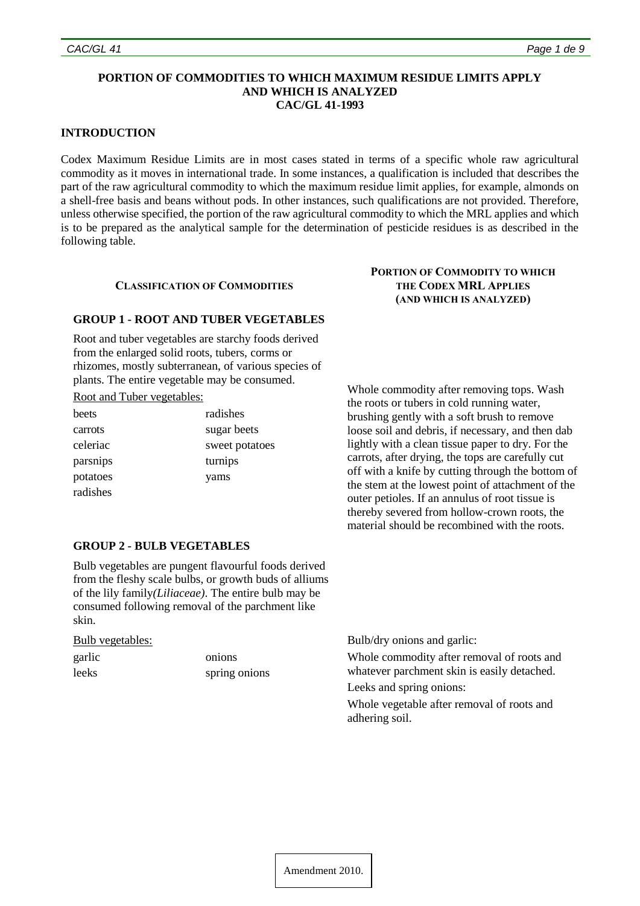**PORTION OF COMMODITIES TO WHICH MAXIMUM RESIDUE LIMITS APPLY AND WHICH IS ANALYZED**
**CAC/GL 41-1993**

## INTRODUCTION

Codex Maximum Residue Limits are in most cases stated in terms of a specific whole raw agricultural commodity as it moves in international trade. In some instances, a qualification is included that describes the part of the raw agricultural commodity to which the maximum residue limit applies, for example, almonds on a shell-free basis and beans without pods. In other instances, such qualifications are not provided. Therefore, unless otherwise specified, the portion of the raw agricultural commodity to which the MRL applies and which is to be prepared as the analytical sample for the determination of pesticide residues is as described in the following table.

| CLASSIFICATION OF COMMODITIES | PORTION OF COMMODITY TO WHICH THE CODEX MRL APPLIES (AND WHICH IS ANALYZED) |
|---|---|
| **GROUP 1 - ROOT AND TUBER VEGETABLES**<br><br>Root and tuber vegetables are starchy foods derived from the enlarged solid roots, tubers, corms or rhizomes, mostly subterranean, of various species of plants. The entire vegetable may be consumed.<br><br>Root and Tuber vegetables:<br>beets, carrots, celeriac, parsnips, potatoes, radishes, radishes, sugar beets, sweet potatoes, turnips, yams | Whole commodity after removing tops. Wash the roots or tubers in cold running water, brushing gently with a soft brush to remove loose soil and debris, if necessary, and then dab lightly with a clean tissue paper to dry. For the carrots, after drying, the tops are carefully cut off with a knife by cutting through the bottom of the stem at the lowest point of attachment of the outer petioles. If an annulus of root tissue is thereby severed from hollow-crown roots, the material should be recombined with the roots. |
| **GROUP 2 - BULB VEGETABLES**<br><br>Bulb vegetables are pungent flavourful foods derived from the fleshy scale bulbs, or growth buds of alliums of the lily family *(Liliaceae)*. The entire bulb may be consumed following removal of the parchment like skin.<br><br>Bulb vegetables:<br>garlic, leeks, onions, spring onions | Bulb/dry onions and garlic:<br>Whole commodity after removal of roots and whatever parchment skin is easily detached.<br>Leeks and spring onions:<br>Whole vegetable after removal of roots and adhering soil. |

Amendment 2010.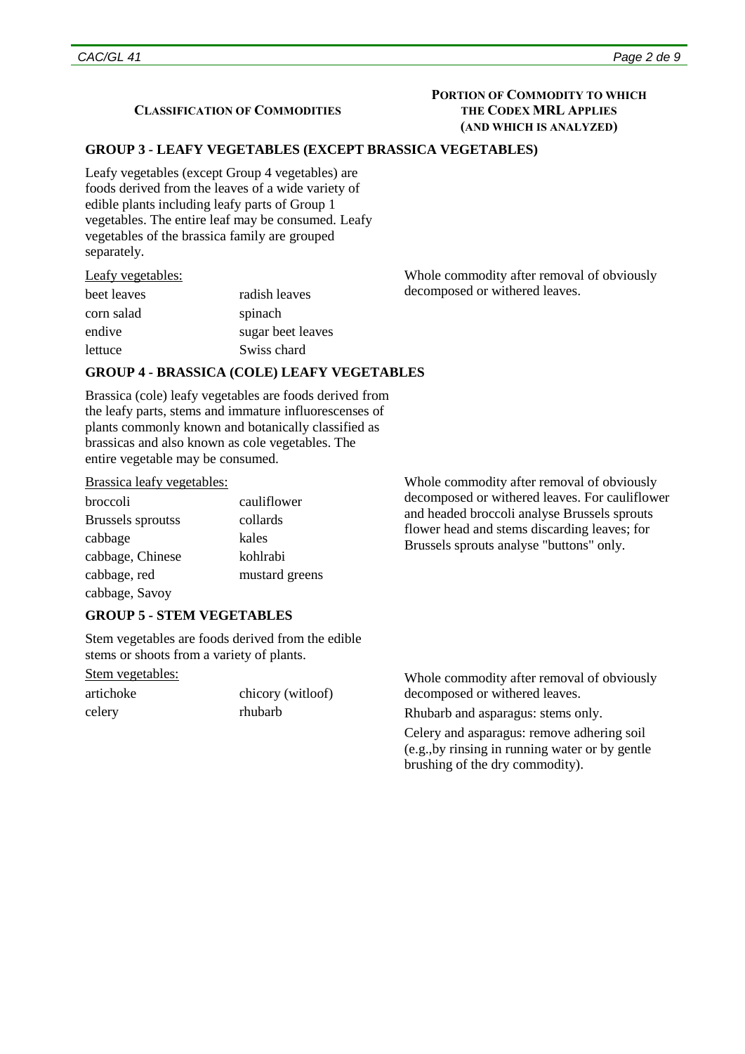| CLASSIFICATION OF COMMODITIES | | PORTION OF COMMODITY TO WHICH THE CODEX MRL APPLIES (AND WHICH IS ANALYZED) |
|---|---|---|

## GROUP 3 - LEAFY VEGETABLES (EXCEPT BRASSICA VEGETABLES)

Leafy vegetables (except Group 4 vegetables) are foods derived from the leaves of a wide variety of edible plants including leafy parts of Group 1 vegetables. The entire leaf may be consumed. Leafy vegetables of the brassica family are grouped separately.

| Leafy vegetables: | | Whole commodity after removal of obviously decomposed or withered leaves. |
|---|---|---|
| beet leaves | radish leaves | |
| corn salad | spinach | |
| endive | sugar beet leaves | |
| lettuce | Swiss chard | |

## GROUP 4 - BRASSICA (COLE) LEAFY VEGETABLES

Brassica (cole) leafy vegetables are foods derived from the leafy parts, stems and immature influorescenses of plants commonly known and botanically classified as brassicas and also known as cole vegetables. The entire vegetable may be consumed.

| Brassica leafy vegetables: | | Whole commodity after removal of obviously decomposed or withered leaves. For cauliflower and headed broccoli analyse Brussels sprouts flower head and stems discarding leaves; for Brussels sprouts analyse "buttons" only. |
|---|---|---|
| broccoli | cauliflower | |
| Brussels sproutss | collards | |
| cabbage | kales | |
| cabbage, Chinese | kohlrabi | |
| cabbage, red | mustard greens | |
| cabbage, Savoy | | |

## GROUP 5 - STEM VEGETABLES

Stem vegetables are foods derived from the edible stems or shoots from a variety of plants.

| Stem vegetables: | | Whole commodity after removal of obviously decomposed or withered leaves. |
|---|---|---|
| artichoke | chicory (witloof) | Rhubarb and asparagus: stems only. |
| celery | rhubarb | Celery and asparagus: remove adhering soil (e.g.,by rinsing in running water or by gentle brushing of the dry commodity). |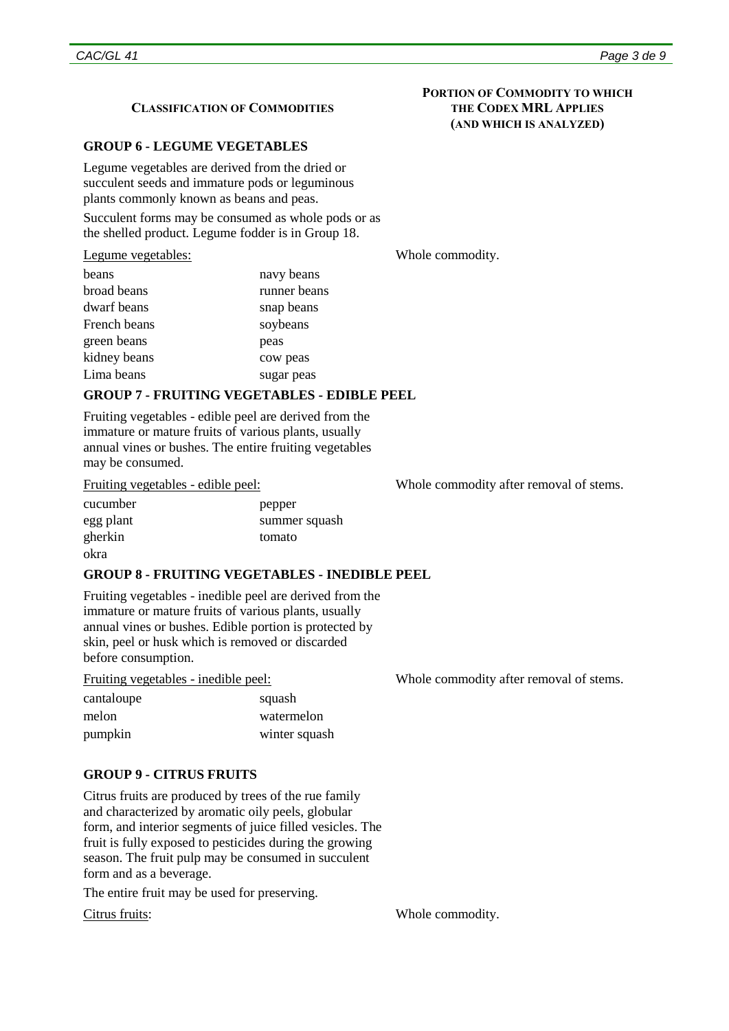| **CLASSIFICATION OF COMMODITIES** | | **PORTION OF COMMODITY TO WHICH THE CODEX MRL APPLIES (AND WHICH IS ANALYZED)** |
|---|---|---|

## GROUP 6 - LEGUME VEGETABLES

Legume vegetables are derived from the dried or succulent seeds and immature pods or leguminous plants commonly known as beans and peas.

Succulent forms may be consumed as whole pods or as the shelled product. Legume fodder is in Group 18.

| Legume vegetables: | | Whole commodity. |
|---|---|---|
| beans | navy beans | |
| broad beans | runner beans | |
| dwarf beans | snap beans | |
| French beans | soybeans | |
| green beans | peas | |
| kidney beans | cow peas | |
| Lima beans | sugar peas | |

## GROUP 7 - FRUITING VEGETABLES - EDIBLE PEEL

Fruiting vegetables - edible peel are derived from the immature or mature fruits of various plants, usually annual vines or bushes. The entire fruiting vegetables may be consumed.

| Fruiting vegetables - edible peel: | | Whole commodity after removal of stems. |
|---|---|---|
| cucumber | pepper | |
| egg plant | summer squash | |
| gherkin | tomato | |
| okra | | |

## GROUP 8 - FRUITING VEGETABLES - INEDIBLE PEEL

Fruiting vegetables - inedible peel are derived from the immature or mature fruits of various plants, usually annual vines or bushes. Edible portion is protected by skin, peel or husk which is removed or discarded before consumption.

| Fruiting vegetables - inedible peel: | | Whole commodity after removal of stems. |
|---|---|---|
| cantaloupe | squash | |
| melon | watermelon | |
| pumpkin | winter squash | |

## GROUP 9 - CITRUS FRUITS

Citrus fruits are produced by trees of the rue family and characterized by aromatic oily peels, globular form, and interior segments of juice filled vesicles. The fruit is fully exposed to pesticides during the growing season. The fruit pulp may be consumed in succulent form and as a beverage.

The entire fruit may be used for preserving.

| Citrus fruits: | Whole commodity. |
|---|---|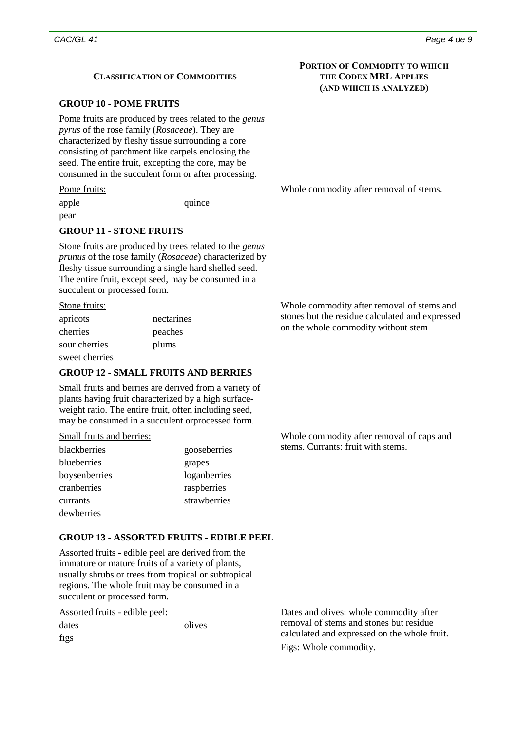| CLASSIFICATION OF COMMODITIES | PORTION OF COMMODITY TO WHICH THE CODEX MRL APPLIES (AND WHICH IS ANALYZED) |
|---|---|

### GROUP 10 - POME FRUITS

Pome fruits are produced by trees related to the *genus pyrus* of the rose family (*Rosaceae*). They are characterized by fleshy tissue surrounding a core consisting of parchment like carpels enclosing the seed. The entire fruit, excepting the core, may be consumed in the succulent form or after processing.

| Pome fruits: | | Whole commodity after removal of stems. |
|---|---|---|
| apple | quince | |
| pear | | |

### GROUP 11 - STONE FRUITS

Stone fruits are produced by trees related to the *genus prunus* of the rose family (*Rosaceae*) characterized by fleshy tissue surrounding a single hard shelled seed. The entire fruit, except seed, may be consumed in a succulent or processed form.

| Stone fruits: | | Whole commodity after removal of stems and stones but the residue calculated and expressed on the whole commodity without stem |
|---|---|---|
| apricots | nectarines | |
| cherries | peaches | |
| sour cherries | plums | |
| sweet cherries | | |

### GROUP 12 - SMALL FRUITS AND BERRIES

Small fruits and berries are derived from a variety of plants having fruit characterized by a high surface-weight ratio. The entire fruit, often including seed, may be consumed in a succulent orprocessed form.

| Small fruits and berries: | | Whole commodity after removal of caps and stems. Currants: fruit with stems. |
|---|---|---|
| blackberries | gooseberries | |
| blueberries | grapes | |
| boysenberries | loganberries | |
| cranberries | raspberries | |
| currants | strawberries | |
| dewberries | | |

### GROUP 13 - ASSORTED FRUITS - EDIBLE PEEL

Assorted fruits - edible peel are derived from the immature or mature fruits of a variety of plants, usually shrubs or trees from tropical or subtropical regions. The whole fruit may be consumed in a succulent or processed form.

| Assorted fruits - edible peel: | | Dates and olives: whole commodity after removal of stems and stones but residue calculated and expressed on the whole fruit. Figs: Whole commodity. |
|---|---|---|
| dates | olives | |
| figs | | |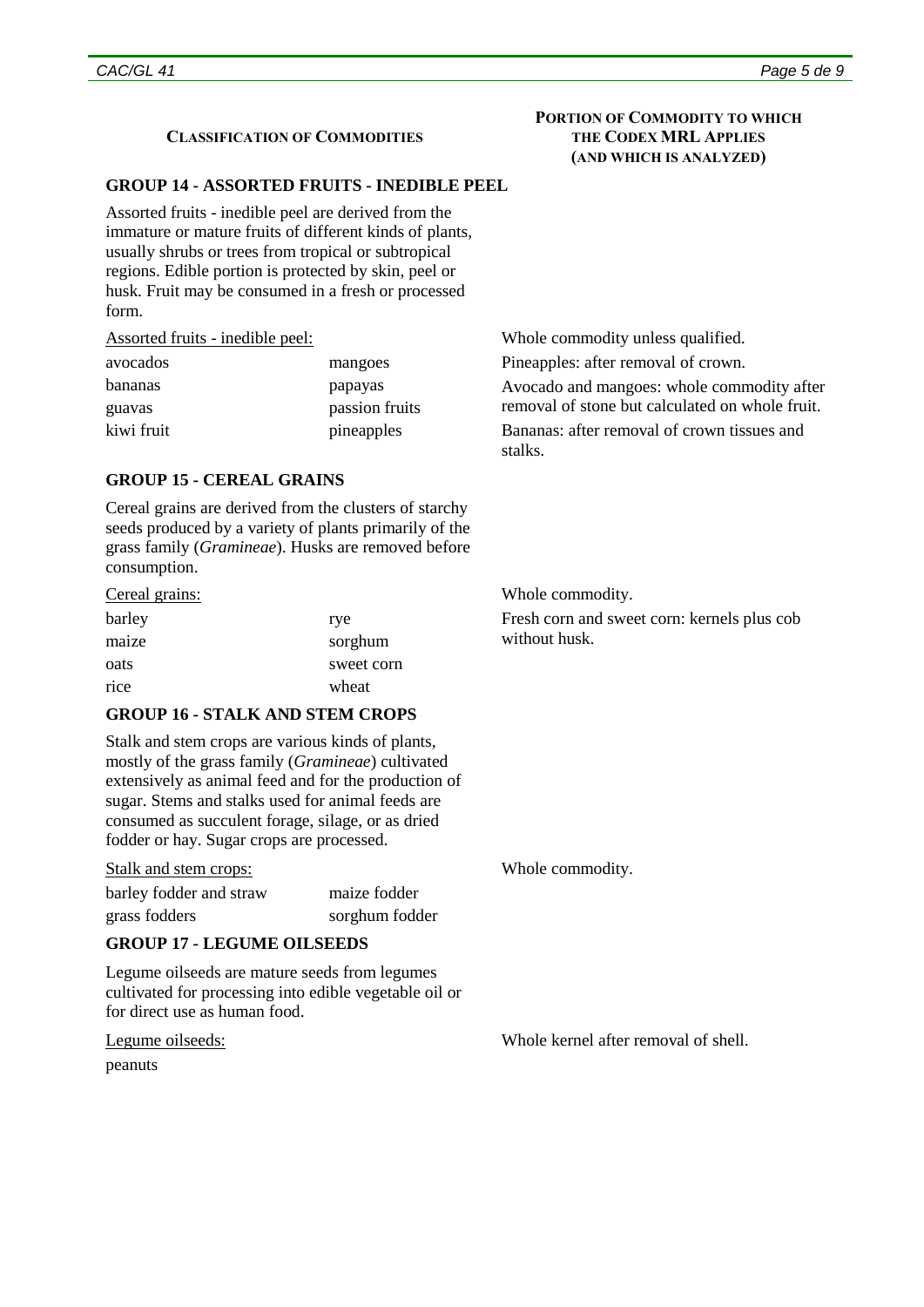| CLASSIFICATION OF COMMODITIES | | PORTION OF COMMODITY TO WHICH THE CODEX MRL APPLIES (AND WHICH IS ANALYZED) |
|---|---|---|

## GROUP 14 - ASSORTED FRUITS - INEDIBLE PEEL

Assorted fruits - inedible peel are derived from the immature or mature fruits of different kinds of plants, usually shrubs or trees from tropical or subtropical regions. Edible portion is protected by skin, peel or husk. Fruit may be consumed in a fresh or processed form.

| Assorted fruits - inedible peel: | | Whole commodity unless qualified. |
|---|---|---|
| avocados | mangoes | Pineapples: after removal of crown. |
| bananas | papayas | Avocado and mangoes: whole commodity after removal of stone but calculated on whole fruit. |
| guavas | passion fruits | |
| kiwi fruit | pineapples | Bananas: after removal of crown tissues and stalks. |

## GROUP 15 - CEREAL GRAINS

Cereal grains are derived from the clusters of starchy seeds produced by a variety of plants primarily of the grass family (*Gramineae*). Husks are removed before consumption.

| Cereal grains: | | Whole commodity. |
|---|---|---|
| barley | rye | Fresh corn and sweet corn: kernels plus cob without husk. |
| maize | sorghum | |
| oats | sweet corn | |
| rice | wheat | |

## GROUP 16 - STALK AND STEM CROPS

Stalk and stem crops are various kinds of plants, mostly of the grass family (*Gramineae*) cultivated extensively as animal feed and for the production of sugar. Stems and stalks used for animal feeds are consumed as succulent forage, silage, or as dried fodder or hay. Sugar crops are processed.

| Stalk and stem crops: | | Whole commodity. |
|---|---|---|
| barley fodder and straw | maize fodder | |
| grass fodders | sorghum fodder | |

## GROUP 17 - LEGUME OILSEEDS

Legume oilseeds are mature seeds from legumes cultivated for processing into edible vegetable oil or for direct use as human food.

| Legume oilseeds: | Whole kernel after removal of shell. |
|---|---|
| peanuts | |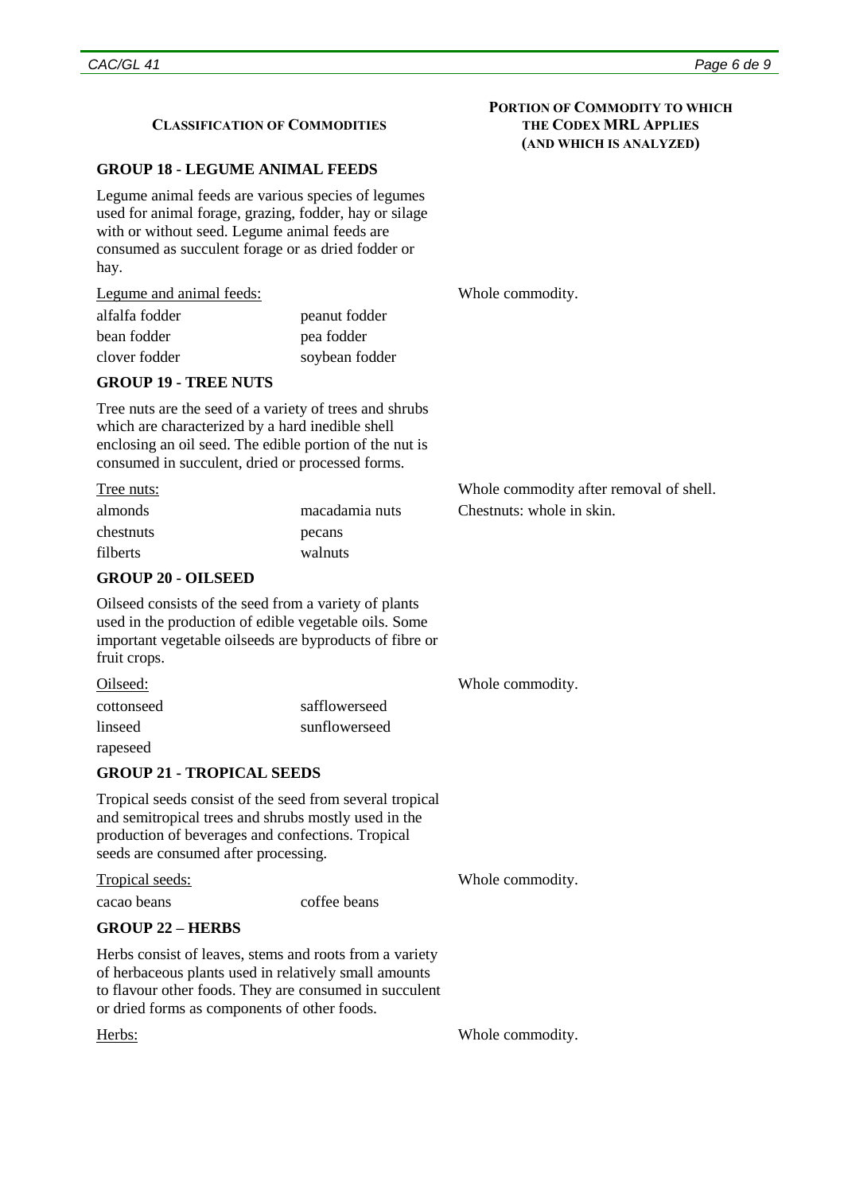| Classification of Commodities | | Portion of Commodity to which the Codex MRL Applies (and which is analyzed) |
|---|---|---|
| **GROUP 18 - LEGUME ANIMAL FEEDS** | | |
| Legume animal feeds are various species of legumes used for animal forage, grazing, fodder, hay or silage with or without seed. Legume animal feeds are consumed as succulent forage or as dried fodder or hay. | | |
| Legume and animal feeds: | | Whole commodity. |
| alfalfa fodder | peanut fodder | |
| bean fodder | pea fodder | |
| clover fodder | soybean fodder | |
| **GROUP 19 - TREE NUTS** | | |
| Tree nuts are the seed of a variety of trees and shrubs which are characterized by a hard inedible shell enclosing an oil seed. The edible portion of the nut is consumed in succulent, dried or processed forms. | | |
| Tree nuts: | | Whole commodity after removal of shell. |
| almonds | macadamia nuts | Chestnuts: whole in skin. |
| chestnuts | pecans | |
| filberts | walnuts | |
| **GROUP 20 - OILSEED** | | |
| Oilseed consists of the seed from a variety of plants used in the production of edible vegetable oils. Some important vegetable oilseeds are byproducts of fibre or fruit crops. | | |
| Oilseed: | | Whole commodity. |
| cottonseed | safflowerseed | |
| linseed | sunflowerseed | |
| rapeseed | | |
| **GROUP 21 - TROPICAL SEEDS** | | |
| Tropical seeds consist of the seed from several tropical and semitropical trees and shrubs mostly used in the production of beverages and confections. Tropical seeds are consumed after processing. | | |
| Tropical seeds: | | Whole commodity. |
| cacao beans | coffee beans | |
| **GROUP 22 – HERBS** | | |
| Herbs consist of leaves, stems and roots from a variety of herbaceous plants used in relatively small amounts to flavour other foods. They are consumed in succulent or dried forms as components of other foods. | | |
| Herbs: | | Whole commodity. |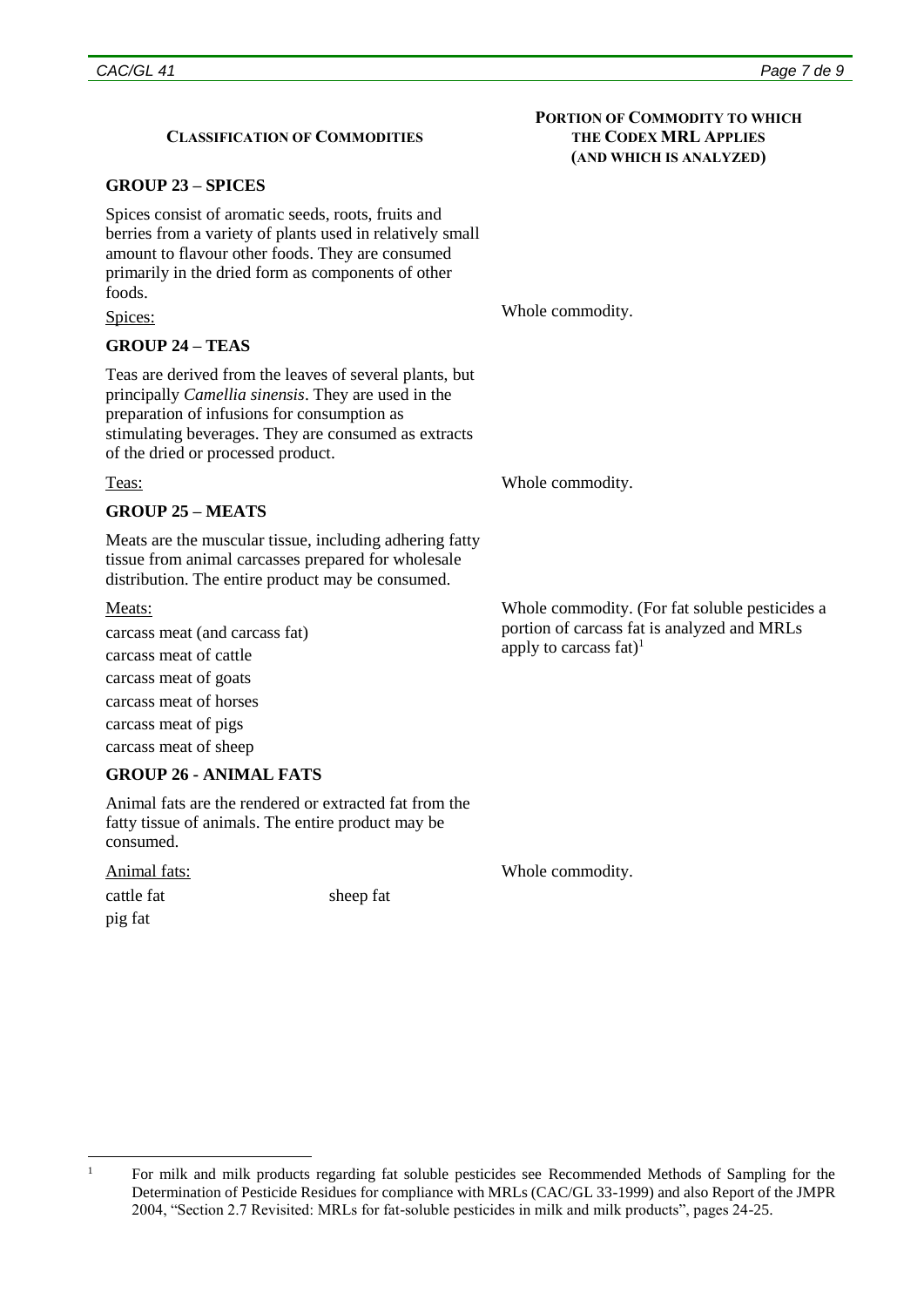| **CLASSIFICATION OF COMMODITIES** | **PORTION OF COMMODITY TO WHICH THE CODEX MRL APPLIES (AND WHICH IS ANALYZED)** |
|---|---|
| **GROUP 23 – SPICES** | |
| Spices consist of aromatic seeds, roots, fruits and berries from a variety of plants used in relatively small amount to flavour other foods. They are consumed primarily in the dried form as components of other foods. | |
| Spices: | Whole commodity. |
| **GROUP 24 – TEAS** | |
| Teas are derived from the leaves of several plants, but principally *Camellia sinensis*. They are used in the preparation of infusions for consumption as stimulating beverages. They are consumed as extracts of the dried or processed product. | |
| Teas: | Whole commodity. |
| **GROUP 25 – MEATS** | |
| Meats are the muscular tissue, including adhering fatty tissue from animal carcasses prepared for wholesale distribution. The entire product may be consumed. | |
| Meats:<br>carcass meat (and carcass fat)<br>carcass meat of cattle<br>carcass meat of goats<br>carcass meat of horses<br>carcass meat of pigs<br>carcass meat of sheep | Whole commodity. (For fat soluble pesticides a portion of carcass fat is analyzed and MRLs apply to carcass fat)[1] |
| **GROUP 26 - ANIMAL FATS** | |
| Animal fats are the rendered or extracted fat from the fatty tissue of animals. The entire product may be consumed. | |
| Animal fats:<br>cattle fat<br>sheep fat<br>pig fat | Whole commodity. |

[1] For milk and milk products regarding fat soluble pesticides see Recommended Methods of Sampling for the Determination of Pesticide Residues for compliance with MRLs (CAC/GL 33-1999) and also Report of the JMPR 2004, "Section 2.7 Revisited: MRLs for fat-soluble pesticides in milk and milk products", pages 24-25.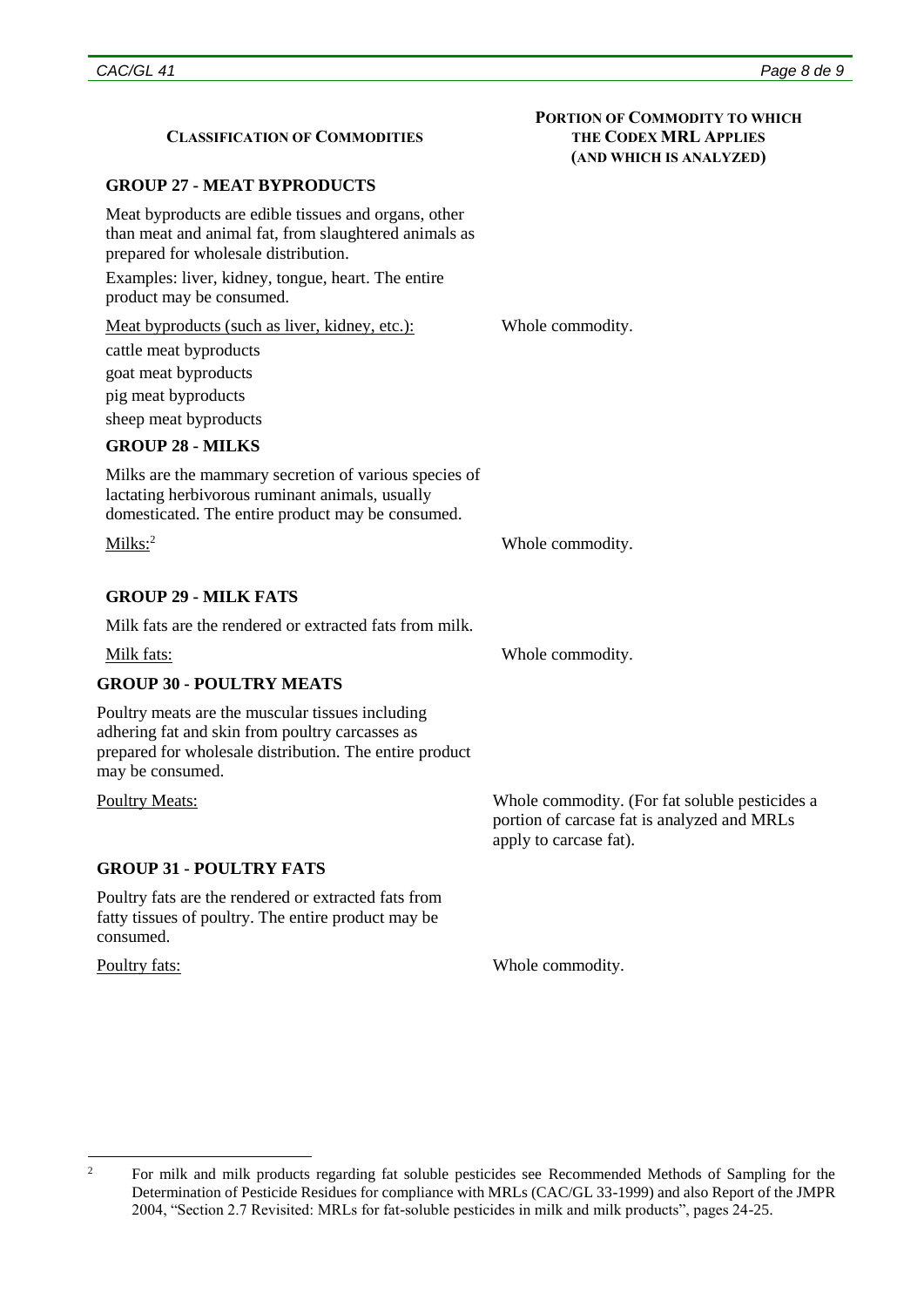| CLASSIFICATION OF COMMODITIES | PORTION OF COMMODITY TO WHICH THE CODEX MRL APPLIES (AND WHICH IS ANALYZED) |
|---|---|
| **GROUP 27 - MEAT BYPRODUCTS** | |
| Meat byproducts are edible tissues and organs, other than meat and animal fat, from slaughtered animals as prepared for wholesale distribution. | |
| Examples: liver, kidney, tongue, heart. The entire product may be consumed. | |
| Meat byproducts (such as liver, kidney, etc.): | Whole commodity. |
| cattle meat byproducts | |
| goat meat byproducts | |
| pig meat byproducts | |
| sheep meat byproducts | |
| **GROUP 28 - MILKS** | |
| Milks are the mammary secretion of various species of lactating herbivorous ruminant animals, usually domesticated. The entire product may be consumed. | |
| Milks:[2] | Whole commodity. |
| **GROUP 29 - MILK FATS** | |
| Milk fats are the rendered or extracted fats from milk. | |
| Milk fats: | Whole commodity. |
| **GROUP 30 - POULTRY MEATS** | |
| Poultry meats are the muscular tissues including adhering fat and skin from poultry carcasses as prepared for wholesale distribution. The entire product may be consumed. | |
| Poultry Meats: | Whole commodity. (For fat soluble pesticides a portion of carcase fat is analyzed and MRLs apply to carcase fat). |
| **GROUP 31 - POULTRY FATS** | |
| Poultry fats are the rendered or extracted fats from fatty tissues of poultry. The entire product may be consumed. | |
| Poultry fats: | Whole commodity. |

[2] For milk and milk products regarding fat soluble pesticides see Recommended Methods of Sampling for the Determination of Pesticide Residues for compliance with MRLs (CAC/GL 33-1999) and also Report of the JMPR 2004, "Section 2.7 Revisited: MRLs for fat-soluble pesticides in milk and milk products", pages 24-25.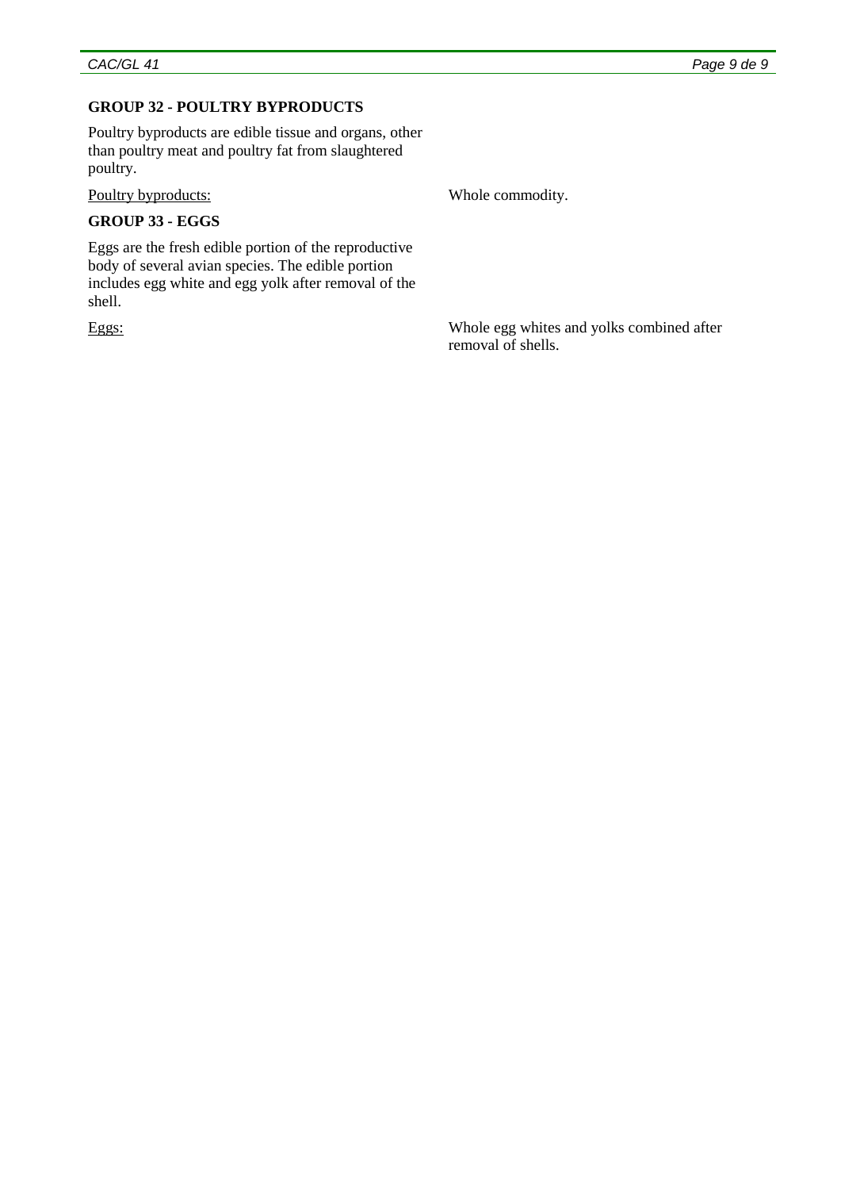**GROUP 32 - POULTRY BYPRODUCTS**

Poultry byproducts are edible tissue and organs, other than poultry meat and poultry fat from slaughtered poultry.

| | |
|---|---|
| Poultry byproducts: | Whole commodity. |

**GROUP 33 - EGGS**

Eggs are the fresh edible portion of the reproductive body of several avian species. The edible portion includes egg white and egg yolk after removal of the shell.

| | |
|---|---|
| Eggs: | Whole egg whites and yolks combined after removal of shells. |